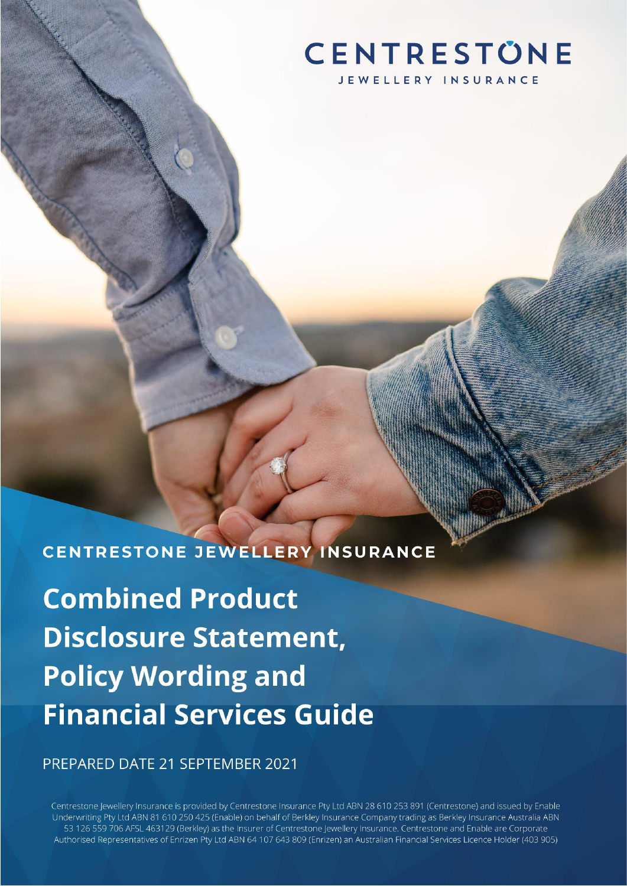CENTRESTONE
JEWELLERY INSURANCE

CENTRESTONE JEWELLERY INSURANCE

# Combined Product Disclosure Statement, Policy Wording and Financial Services Guide

PREPARED DATE 21 SEPTEMBER 2021

Centrestone Jewellery Insurance is provided by Centrestone Insurance Pty Ltd ABN 28 610 253 891 (Centrestone) and issued by Enable Underwriting Pty Ltd ABN 81 610 250 425 (Enable) on behalf of Berkley Insurance Company trading as Berkley Insurance Australia ABN 53 126 559 706 AFSL 463129 (Berkley) as the Insurer of Centrestone Jewellery Insurance. Centrestone and Enable are Corporate Authorised Representatives of Enrizen Pty Ltd ABN 64 107 643 809 (Enrizen) an Australian Financial Services Licence Holder (403 905)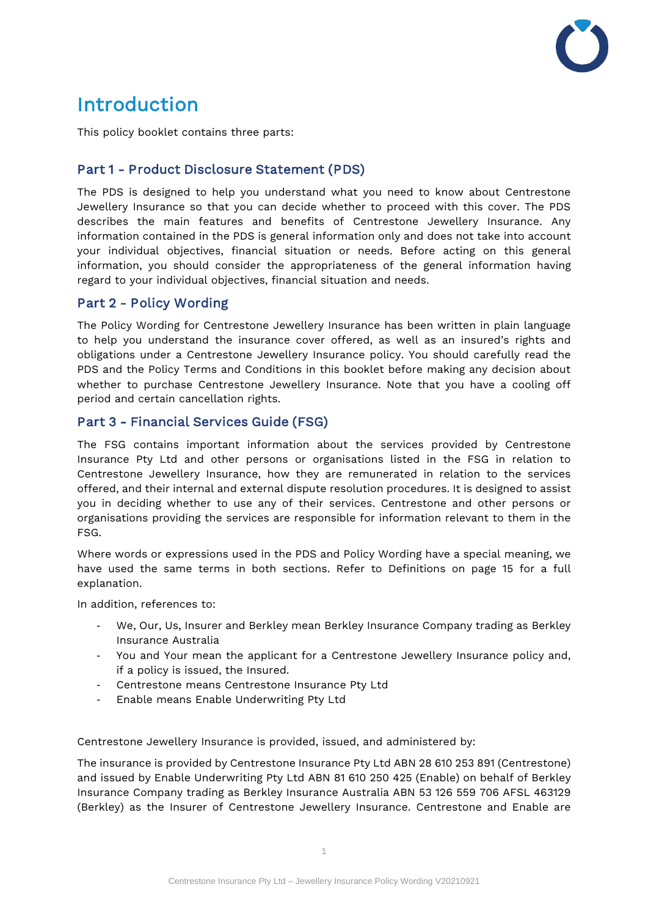# Introduction

This policy booklet contains three parts:

## Part 1 - Product Disclosure Statement (PDS)

The PDS is designed to help you understand what you need to know about Centrestone Jewellery Insurance so that you can decide whether to proceed with this cover. The PDS describes the main features and benefits of Centrestone Jewellery Insurance. Any information contained in the PDS is general information only and does not take into account your individual objectives, financial situation or needs. Before acting on this general information, you should consider the appropriateness of the general information having regard to your individual objectives, financial situation and needs.

## Part 2 - Policy Wording

The Policy Wording for Centrestone Jewellery Insurance has been written in plain language to help you understand the insurance cover offered, as well as an insured's rights and obligations under a Centrestone Jewellery Insurance policy. You should carefully read the PDS and the Policy Terms and Conditions in this booklet before making any decision about whether to purchase Centrestone Jewellery Insurance. Note that you have a cooling off period and certain cancellation rights.

## Part 3 - Financial Services Guide (FSG)

The FSG contains important information about the services provided by Centrestone Insurance Pty Ltd and other persons or organisations listed in the FSG in relation to Centrestone Jewellery Insurance, how they are remunerated in relation to the services offered, and their internal and external dispute resolution procedures. It is designed to assist you in deciding whether to use any of their services. Centrestone and other persons or organisations providing the services are responsible for information relevant to them in the FSG.

Where words or expressions used in the PDS and Policy Wording have a special meaning, we have used the same terms in both sections. Refer to Definitions on page 15 for a full explanation.

In addition, references to:

- We, Our, Us, Insurer and Berkley mean Berkley Insurance Company trading as Berkley Insurance Australia
- You and Your mean the applicant for a Centrestone Jewellery Insurance policy and, if a policy is issued, the Insured.
- Centrestone means Centrestone Insurance Pty Ltd
- Enable means Enable Underwriting Pty Ltd

Centrestone Jewellery Insurance is provided, issued, and administered by:

The insurance is provided by Centrestone Insurance Pty Ltd ABN 28 610 253 891 (Centrestone) and issued by Enable Underwriting Pty Ltd ABN 81 610 250 425 (Enable) on behalf of Berkley Insurance Company trading as Berkley Insurance Australia ABN 53 126 559 706 AFSL 463129 (Berkley) as the Insurer of Centrestone Jewellery Insurance. Centrestone and Enable are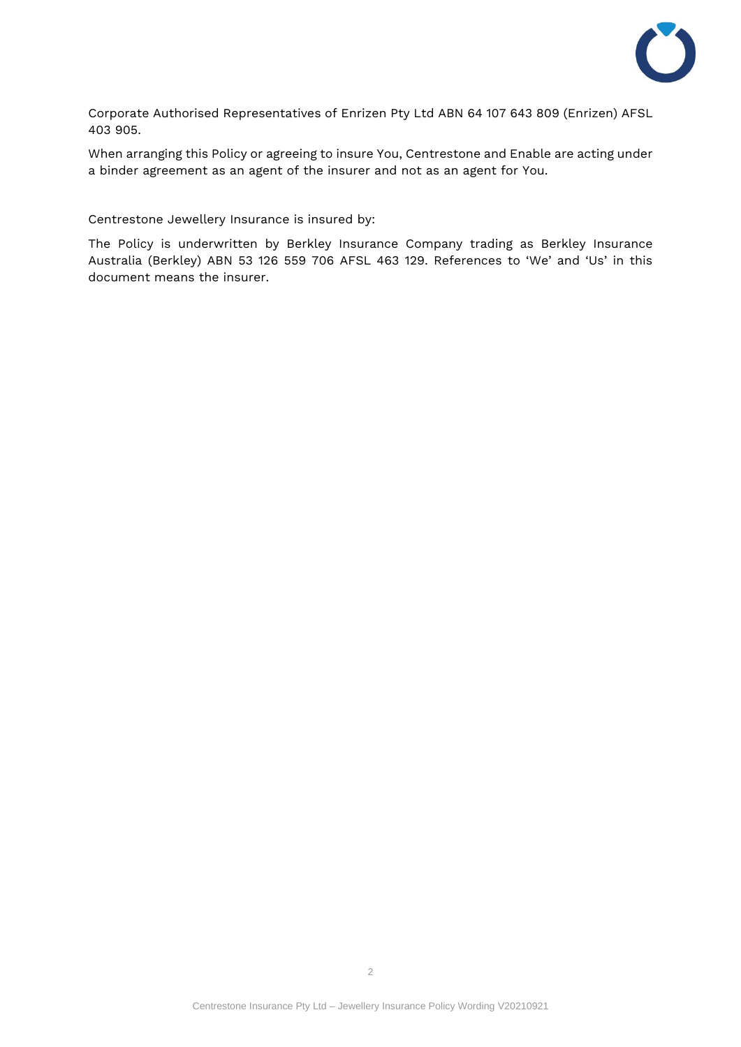Corporate Authorised Representatives of Enrizen Pty Ltd ABN 64 107 643 809 (Enrizen) AFSL 403 905.

When arranging this Policy or agreeing to insure You, Centrestone and Enable are acting under a binder agreement as an agent of the insurer and not as an agent for You.

Centrestone Jewellery Insurance is insured by:

The Policy is underwritten by Berkley Insurance Company trading as Berkley Insurance Australia (Berkley) ABN 53 126 559 706 AFSL 463 129. References to 'We' and 'Us' in this document means the insurer.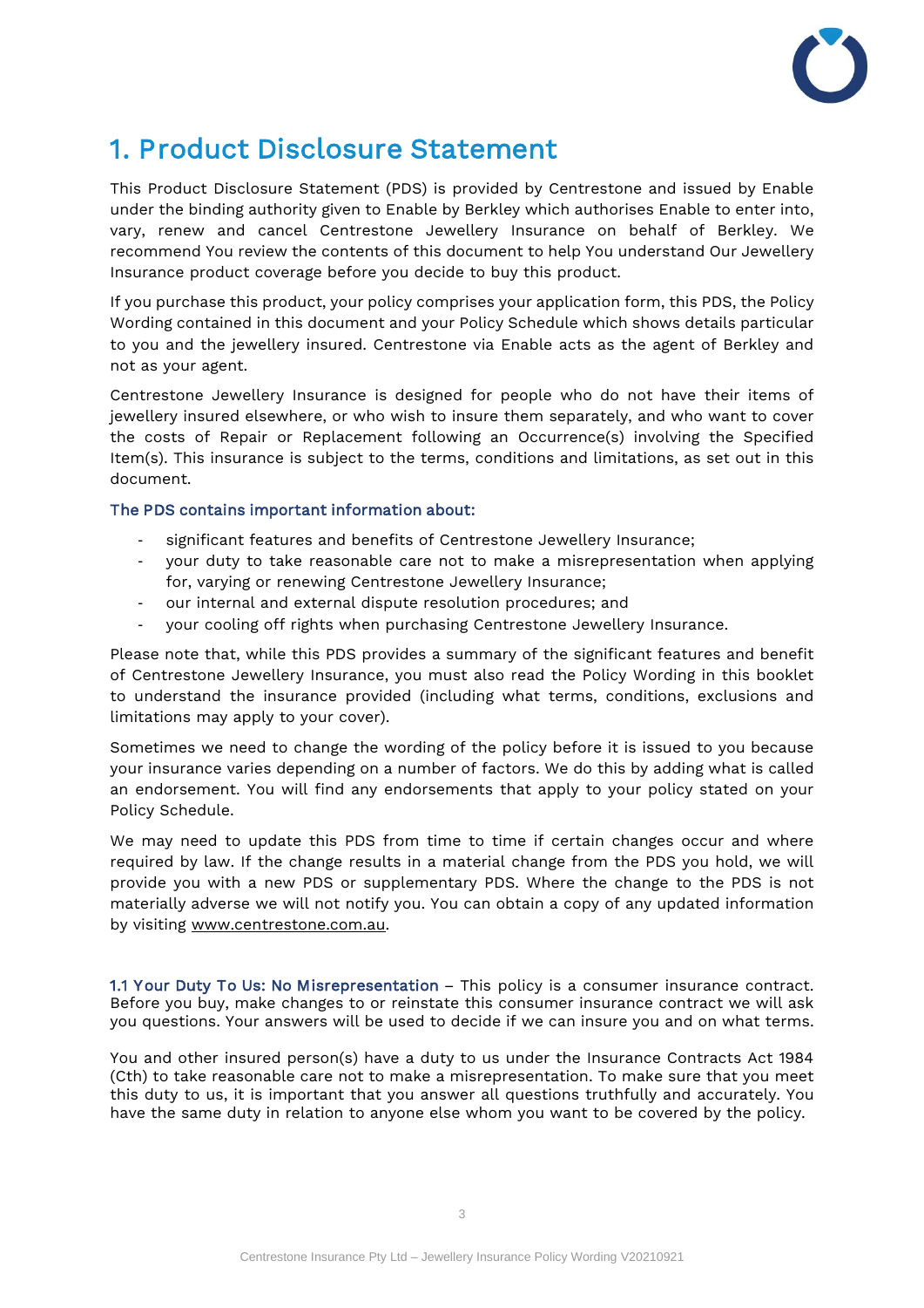# 1. Product Disclosure Statement

This Product Disclosure Statement (PDS) is provided by Centrestone and issued by Enable under the binding authority given to Enable by Berkley which authorises Enable to enter into, vary, renew and cancel Centrestone Jewellery Insurance on behalf of Berkley. We recommend You review the contents of this document to help You understand Our Jewellery Insurance product coverage before you decide to buy this product.

If you purchase this product, your policy comprises your application form, this PDS, the Policy Wording contained in this document and your Policy Schedule which shows details particular to you and the jewellery insured. Centrestone via Enable acts as the agent of Berkley and not as your agent.

Centrestone Jewellery Insurance is designed for people who do not have their items of jewellery insured elsewhere, or who wish to insure them separately, and who want to cover the costs of Repair or Replacement following an Occurrence(s) involving the Specified Item(s). This insurance is subject to the terms, conditions and limitations, as set out in this document.

### The PDS contains important information about:

- significant features and benefits of Centrestone Jewellery Insurance;
- your duty to take reasonable care not to make a misrepresentation when applying for, varying or renewing Centrestone Jewellery Insurance;
- our internal and external dispute resolution procedures; and
- your cooling off rights when purchasing Centrestone Jewellery Insurance.

Please note that, while this PDS provides a summary of the significant features and benefit of Centrestone Jewellery Insurance, you must also read the Policy Wording in this booklet to understand the insurance provided (including what terms, conditions, exclusions and limitations may apply to your cover).

Sometimes we need to change the wording of the policy before it is issued to you because your insurance varies depending on a number of factors. We do this by adding what is called an endorsement. You will find any endorsements that apply to your policy stated on your Policy Schedule.

We may need to update this PDS from time to time if certain changes occur and where required by law. If the change results in a material change from the PDS you hold, we will provide you with a new PDS or supplementary PDS. Where the change to the PDS is not materially adverse we will not notify you. You can obtain a copy of any updated information by visiting www.centrestone.com.au.

**1.1 Your Duty To Us: No Misrepresentation** – This policy is a consumer insurance contract. Before you buy, make changes to or reinstate this consumer insurance contract we will ask you questions. Your answers will be used to decide if we can insure you and on what terms.

You and other insured person(s) have a duty to us under the Insurance Contracts Act 1984 (Cth) to take reasonable care not to make a misrepresentation. To make sure that you meet this duty to us, it is important that you answer all questions truthfully and accurately. You have the same duty in relation to anyone else whom you want to be covered by the policy.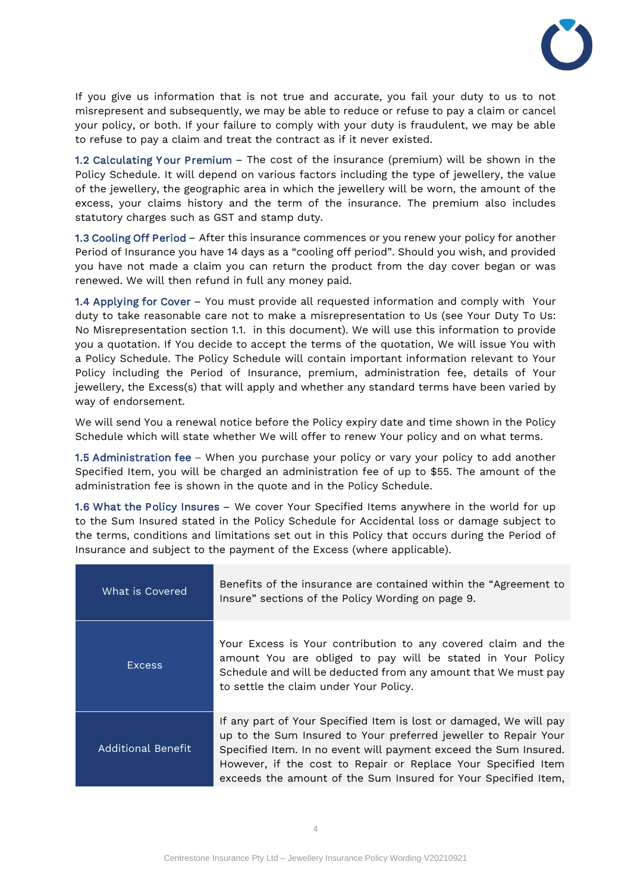If you give us information that is not true and accurate, you fail your duty to us to not misrepresent and subsequently, we may be able to reduce or refuse to pay a claim or cancel your policy, or both. If your failure to comply with your duty is fraudulent, we may be able to refuse to pay a claim and treat the contract as if it never existed.

**1.2 Calculating Your Premium** – The cost of the insurance (premium) will be shown in the Policy Schedule. It will depend on various factors including the type of jewellery, the value of the jewellery, the geographic area in which the jewellery will be worn, the amount of the excess, your claims history and the term of the insurance. The premium also includes statutory charges such as GST and stamp duty.

**1.3 Cooling Off Period** – After this insurance commences or you renew your policy for another Period of Insurance you have 14 days as a "cooling off period". Should you wish, and provided you have not made a claim you can return the product from the day cover began or was renewed. We will then refund in full any money paid.

**1.4 Applying for Cover** – You must provide all requested information and comply with Your duty to take reasonable care not to make a misrepresentation to Us (see Your Duty To Us: No Misrepresentation section 1.1. in this document). We will use this information to provide you a quotation. If You decide to accept the terms of the quotation, We will issue You with a Policy Schedule. The Policy Schedule will contain important information relevant to Your Policy including the Period of Insurance, premium, administration fee, details of Your jewellery, the Excess(s) that will apply and whether any standard terms have been varied by way of endorsement.

We will send You a renewal notice before the Policy expiry date and time shown in the Policy Schedule which will state whether We will offer to renew Your policy and on what terms.

**1.5 Administration fee** – When you purchase your policy or vary your policy to add another Specified Item, you will be charged an administration fee of up to $55. The amount of the administration fee is shown in the quote and in the Policy Schedule.

**1.6 What the Policy Insures** – We cover Your Specified Items anywhere in the world for up to the Sum Insured stated in the Policy Schedule for Accidental loss or damage subject to the terms, conditions and limitations set out in this Policy that occurs during the Period of Insurance and subject to the payment of the Excess (where applicable).

| | |
|---|---|
| What is Covered | Benefits of the insurance are contained within the "Agreement to Insure" sections of the Policy Wording on page 9. |
| Excess | Your Excess is Your contribution to any covered claim and the amount You are obliged to pay will be stated in Your Policy Schedule and will be deducted from any amount that We must pay to settle the claim under Your Policy. |
| Additional Benefit | If any part of Your Specified Item is lost or damaged, We will pay up to the Sum Insured to Your preferred jeweller to Repair Your Specified Item. In no event will payment exceed the Sum Insured. However, if the cost to Repair or Replace Your Specified Item exceeds the amount of the Sum Insured for Your Specified Item, |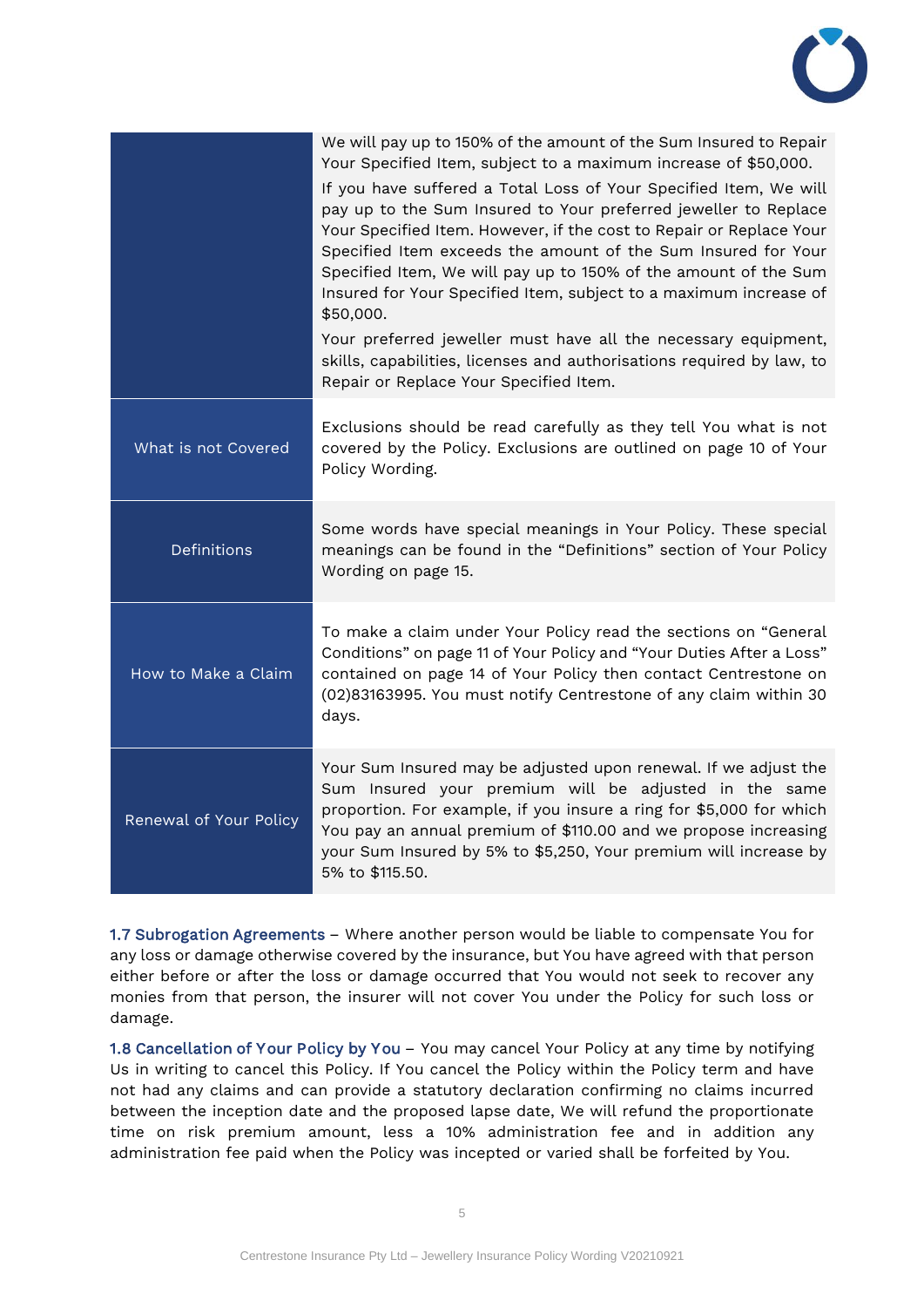| | |
|---|---|
| | We will pay up to 150% of the amount of the Sum Insured to Repair Your Specified Item, subject to a maximum increase of $50,000.<br><br>If you have suffered a Total Loss of Your Specified Item, We will pay up to the Sum Insured to Your preferred jeweller to Replace Your Specified Item. However, if the cost to Repair or Replace Your Specified Item exceeds the amount of the Sum Insured for Your Specified Item, We will pay up to 150% of the amount of the Sum Insured for Your Specified Item, subject to a maximum increase of $50,000.<br><br>Your preferred jeweller must have all the necessary equipment, skills, capabilities, licenses and authorisations required by law, to Repair or Replace Your Specified Item. |
| What is not Covered | Exclusions should be read carefully as they tell You what is not covered by the Policy. Exclusions are outlined on page 10 of Your Policy Wording. |
| Definitions | Some words have special meanings in Your Policy. These special meanings can be found in the "Definitions" section of Your Policy Wording on page 15. |
| How to Make a Claim | To make a claim under Your Policy read the sections on "General Conditions" on page 11 of Your Policy and "Your Duties After a Loss" contained on page 14 of Your Policy then contact Centrestone on (02)83163995. You must notify Centrestone of any claim within 30 days. |
| Renewal of Your Policy | Your Sum Insured may be adjusted upon renewal. If we adjust the Sum Insured your premium will be adjusted in the same proportion. For example, if you insure a ring for $5,000 for which You pay an annual premium of $110.00 and we propose increasing your Sum Insured by 5% to $5,250, Your premium will increase by 5% to $115.50. |

**1.7 Subrogation Agreements** – Where another person would be liable to compensate You for any loss or damage otherwise covered by the insurance, but You have agreed with that person either before or after the loss or damage occurred that You would not seek to recover any monies from that person, the insurer will not cover You under the Policy for such loss or damage.

**1.8 Cancellation of Your Policy by You** – You may cancel Your Policy at any time by notifying Us in writing to cancel this Policy. If You cancel the Policy within the Policy term and have not had any claims and can provide a statutory declaration confirming no claims incurred between the inception date and the proposed lapse date, We will refund the proportionate time on risk premium amount, less a 10% administration fee and in addition any administration fee paid when the Policy was incepted or varied shall be forfeited by You.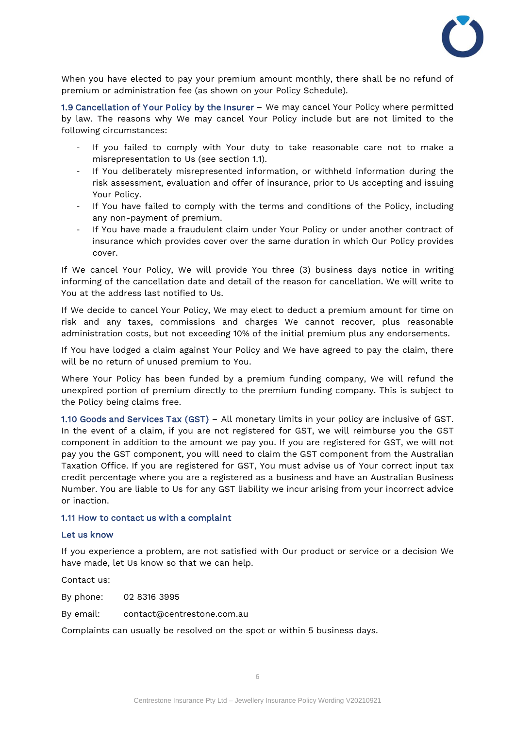When you have elected to pay your premium amount monthly, there shall be no refund of premium or administration fee (as shown on your Policy Schedule).

**1.9 Cancellation of Your Policy by the Insurer** – We may cancel Your Policy where permitted by law. The reasons why We may cancel Your Policy include but are not limited to the following circumstances:

- If you failed to comply with Your duty to take reasonable care not to make a misrepresentation to Us (see section 1.1).
- If You deliberately misrepresented information, or withheld information during the risk assessment, evaluation and offer of insurance, prior to Us accepting and issuing Your Policy.
- If You have failed to comply with the terms and conditions of the Policy, including any non-payment of premium.
- If You have made a fraudulent claim under Your Policy or under another contract of insurance which provides cover over the same duration in which Our Policy provides cover.

If We cancel Your Policy, We will provide You three (3) business days notice in writing informing of the cancellation date and detail of the reason for cancellation. We will write to You at the address last notified to Us.

If We decide to cancel Your Policy, We may elect to deduct a premium amount for time on risk and any taxes, commissions and charges We cannot recover, plus reasonable administration costs, but not exceeding 10% of the initial premium plus any endorsements.

If You have lodged a claim against Your Policy and We have agreed to pay the claim, there will be no return of unused premium to You.

Where Your Policy has been funded by a premium funding company, We will refund the unexpired portion of premium directly to the premium funding company. This is subject to the Policy being claims free.

**1.10 Goods and Services Tax (GST)** – All monetary limits in your policy are inclusive of GST. In the event of a claim, if you are not registered for GST, we will reimburse you the GST component in addition to the amount we pay you. If you are registered for GST, we will not pay you the GST component, you will need to claim the GST component from the Australian Taxation Office. If you are registered for GST, You must advise us of Your correct input tax credit percentage where you are a registered as a business and have an Australian Business Number. You are liable to Us for any GST liability we incur arising from your incorrect advice or inaction.

### 1.11 How to contact us with a complaint

#### Let us know

If you experience a problem, are not satisfied with Our product or service or a decision We have made, let Us know so that we can help.

Contact us:

By phone: 02 8316 3995

By email: contact@centrestone.com.au

Complaints can usually be resolved on the spot or within 5 business days.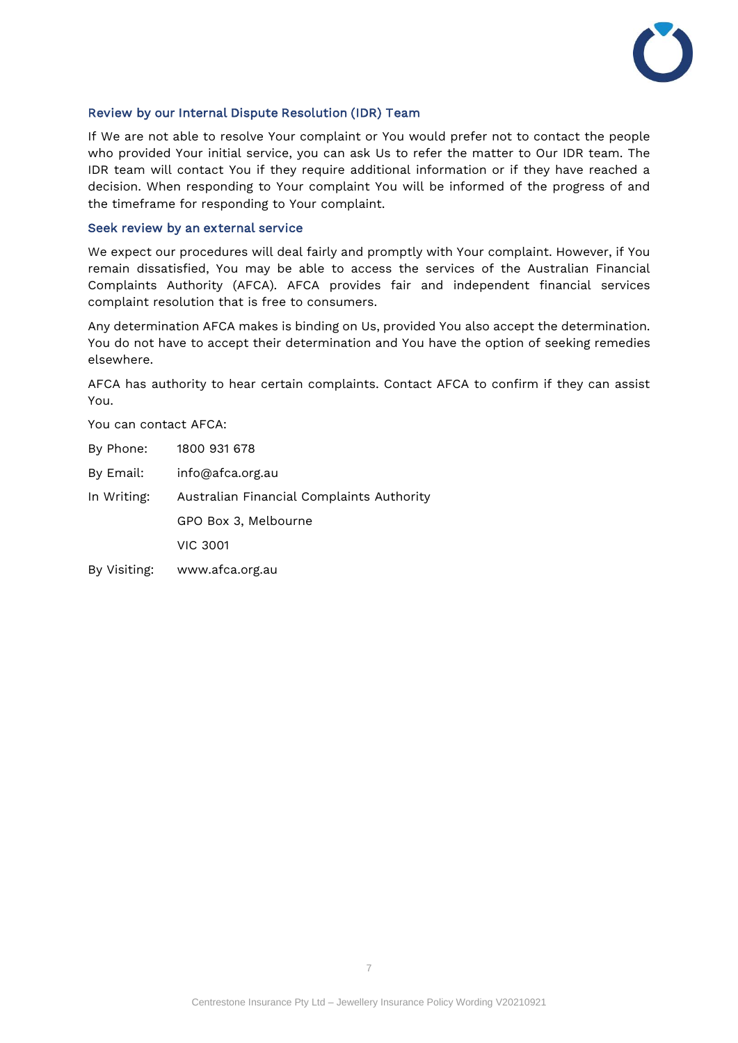### Review by our Internal Dispute Resolution (IDR) Team

If We are not able to resolve Your complaint or You would prefer not to contact the people who provided Your initial service, you can ask Us to refer the matter to Our IDR team. The IDR team will contact You if they require additional information or if they have reached a decision. When responding to Your complaint You will be informed of the progress of and the timeframe for responding to Your complaint.

### Seek review by an external service

We expect our procedures will deal fairly and promptly with Your complaint. However, if You remain dissatisfied, You may be able to access the services of the Australian Financial Complaints Authority (AFCA). AFCA provides fair and independent financial services complaint resolution that is free to consumers.

Any determination AFCA makes is binding on Us, provided You also accept the determination. You do not have to accept their determination and You have the option of seeking remedies elsewhere.

AFCA has authority to hear certain complaints. Contact AFCA to confirm if they can assist You.

You can contact AFCA:

| | |
|---|---|
| By Phone: | 1800 931 678 |
| By Email: | info@afca.org.au |
| In Writing: | Australian Financial Complaints Authority |
| | GPO Box 3, Melbourne |
| | VIC 3001 |
| By Visiting: | www.afca.org.au |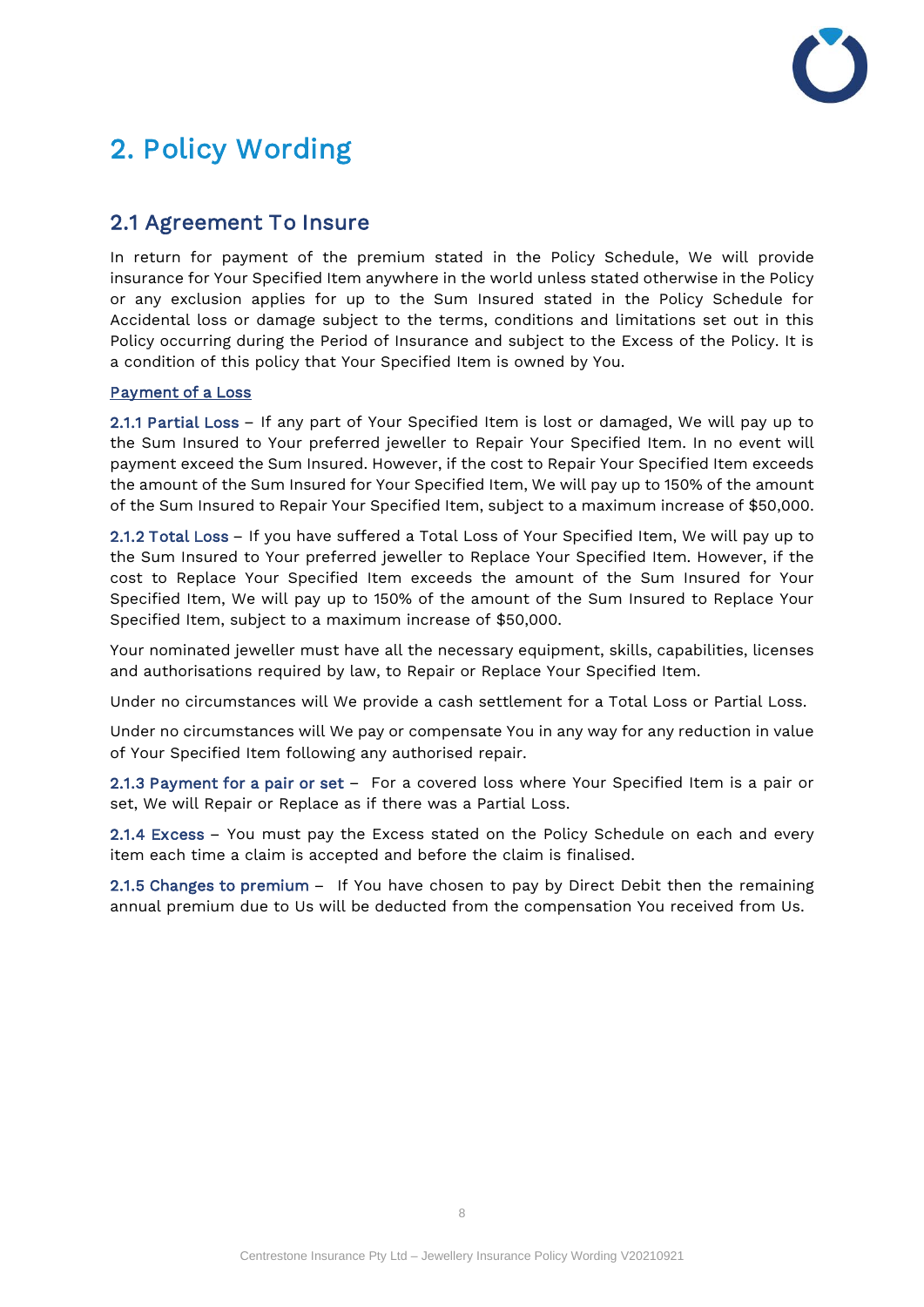# 2. Policy Wording

## 2.1 Agreement To Insure

In return for payment of the premium stated in the Policy Schedule, We will provide insurance for Your Specified Item anywhere in the world unless stated otherwise in the Policy or any exclusion applies for up to the Sum Insured stated in the Policy Schedule for Accidental loss or damage subject to the terms, conditions and limitations set out in this Policy occurring during the Period of Insurance and subject to the Excess of the Policy. It is a condition of this policy that Your Specified Item is owned by You.

<u>Payment of a Loss</u>

**2.1.1 Partial Loss** – If any part of Your Specified Item is lost or damaged, We will pay up to the Sum Insured to Your preferred jeweller to Repair Your Specified Item. In no event will payment exceed the Sum Insured. However, if the cost to Repair Your Specified Item exceeds the amount of the Sum Insured for Your Specified Item, We will pay up to 150% of the amount of the Sum Insured to Repair Your Specified Item, subject to a maximum increase of $50,000.

**2.1.2 Total Loss** – If you have suffered a Total Loss of Your Specified Item, We will pay up to the Sum Insured to Your preferred jeweller to Replace Your Specified Item. However, if the cost to Replace Your Specified Item exceeds the amount of the Sum Insured for Your Specified Item, We will pay up to 150% of the amount of the Sum Insured to Replace Your Specified Item, subject to a maximum increase of $50,000.

Your nominated jeweller must have all the necessary equipment, skills, capabilities, licenses and authorisations required by law, to Repair or Replace Your Specified Item.

Under no circumstances will We provide a cash settlement for a Total Loss or Partial Loss.

Under no circumstances will We pay or compensate You in any way for any reduction in value of Your Specified Item following any authorised repair.

**2.1.3 Payment for a pair or set** – For a covered loss where Your Specified Item is a pair or set, We will Repair or Replace as if there was a Partial Loss.

**2.1.4 Excess** – You must pay the Excess stated on the Policy Schedule on each and every item each time a claim is accepted and before the claim is finalised.

**2.1.5 Changes to premium** – If You have chosen to pay by Direct Debit then the remaining annual premium due to Us will be deducted from the compensation You received from Us.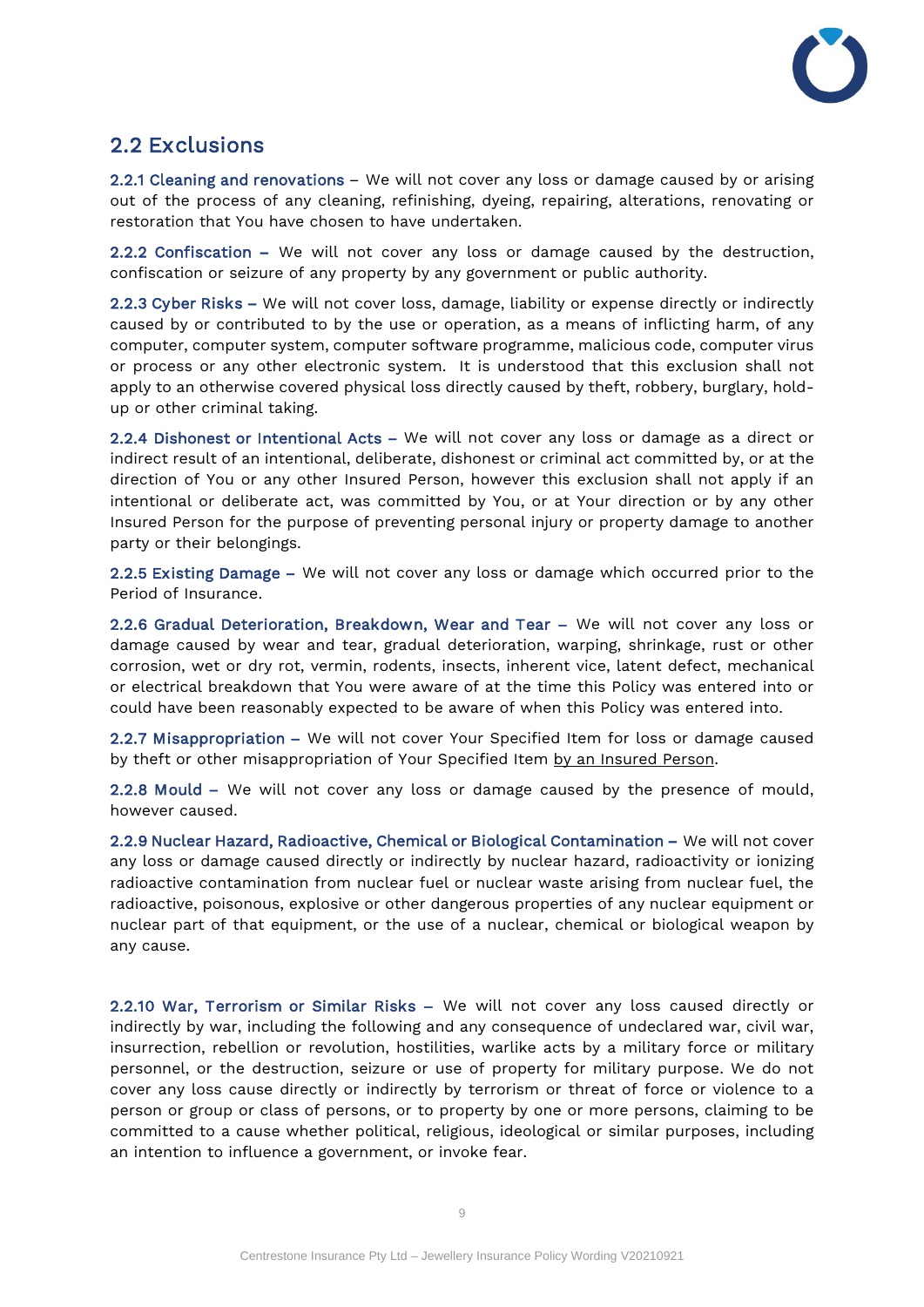## 2.2 Exclusions

**2.2.1 Cleaning and renovations** – We will not cover any loss or damage caused by or arising out of the process of any cleaning, refinishing, dyeing, repairing, alterations, renovating or restoration that You have chosen to have undertaken.

**2.2.2 Confiscation –** We will not cover any loss or damage caused by the destruction, confiscation or seizure of any property by any government or public authority.

**2.2.3 Cyber Risks –** We will not cover loss, damage, liability or expense directly or indirectly caused by or contributed to by the use or operation, as a means of inflicting harm, of any computer, computer system, computer software programme, malicious code, computer virus or process or any other electronic system. It is understood that this exclusion shall not apply to an otherwise covered physical loss directly caused by theft, robbery, burglary, hold-up or other criminal taking.

**2.2.4 Dishonest or Intentional Acts –** We will not cover any loss or damage as a direct or indirect result of an intentional, deliberate, dishonest or criminal act committed by, or at the direction of You or any other Insured Person, however this exclusion shall not apply if an intentional or deliberate act, was committed by You, or at Your direction or by any other Insured Person for the purpose of preventing personal injury or property damage to another party or their belongings.

**2.2.5 Existing Damage –** We will not cover any loss or damage which occurred prior to the Period of Insurance.

**2.2.6 Gradual Deterioration, Breakdown, Wear and Tear –** We will not cover any loss or damage caused by wear and tear, gradual deterioration, warping, shrinkage, rust or other corrosion, wet or dry rot, vermin, rodents, insects, inherent vice, latent defect, mechanical or electrical breakdown that You were aware of at the time this Policy was entered into or could have been reasonably expected to be aware of when this Policy was entered into.

**2.2.7 Misappropriation –** We will not cover Your Specified Item for loss or damage caused by theft or other misappropriation of Your Specified Item <u>by an Insured Person</u>.

**2.2.8 Mould –** We will not cover any loss or damage caused by the presence of mould, however caused.

**2.2.9 Nuclear Hazard, Radioactive, Chemical or Biological Contamination –** We will not cover any loss or damage caused directly or indirectly by nuclear hazard, radioactivity or ionizing radioactive contamination from nuclear fuel or nuclear waste arising from nuclear fuel, the radioactive, poisonous, explosive or other dangerous properties of any nuclear equipment or nuclear part of that equipment, or the use of a nuclear, chemical or biological weapon by any cause.

**2.2.10 War, Terrorism or Similar Risks –** We will not cover any loss caused directly or indirectly by war, including the following and any consequence of undeclared war, civil war, insurrection, rebellion or revolution, hostilities, warlike acts by a military force or military personnel, or the destruction, seizure or use of property for military purpose. We do not cover any loss cause directly or indirectly by terrorism or threat of force or violence to a person or group or class of persons, or to property by one or more persons, claiming to be committed to a cause whether political, religious, ideological or similar purposes, including an intention to influence a government, or invoke fear.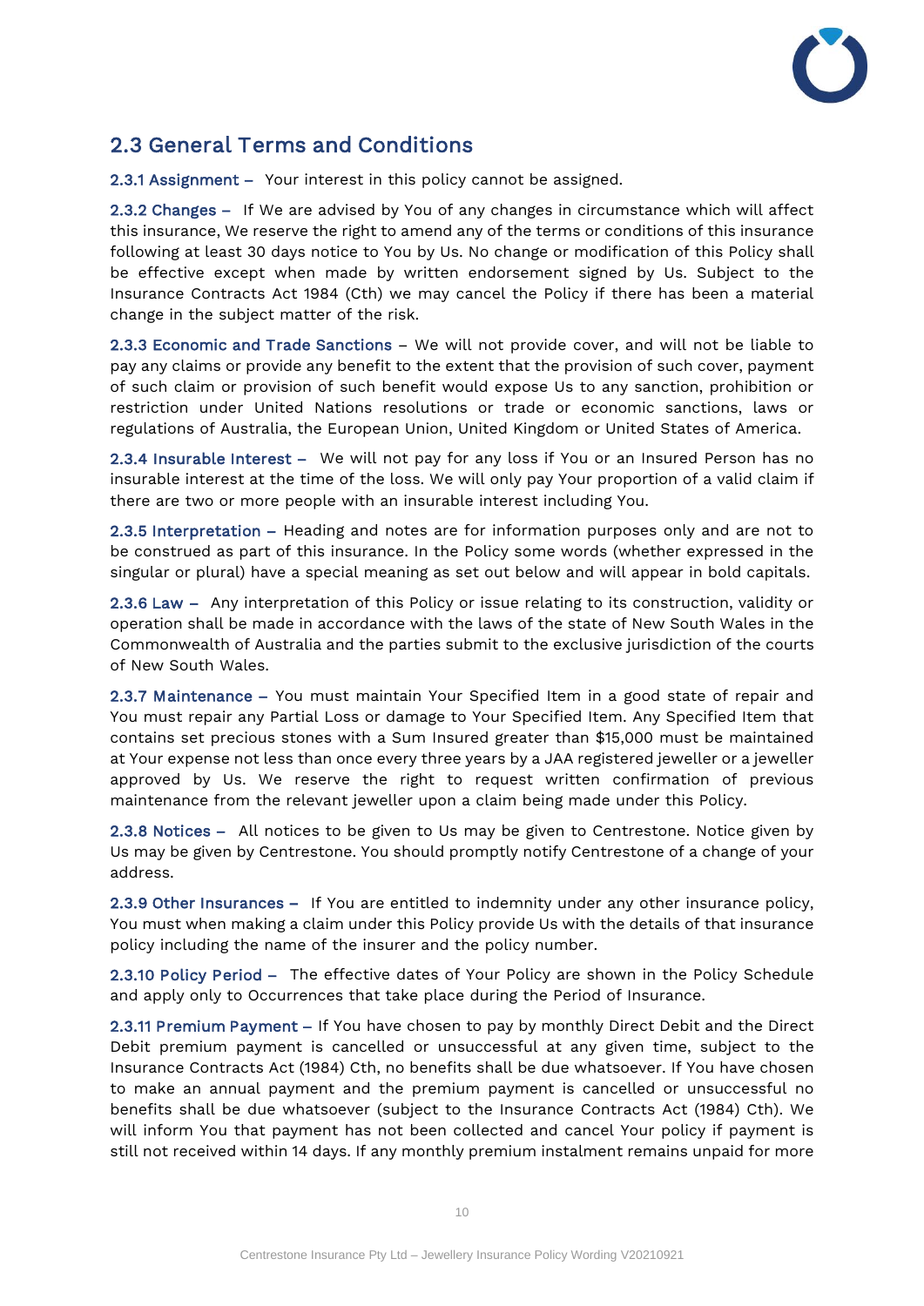## 2.3 General Terms and Conditions

**2.3.1 Assignment –** Your interest in this policy cannot be assigned.

**2.3.2 Changes –** If We are advised by You of any changes in circumstance which will affect this insurance, We reserve the right to amend any of the terms or conditions of this insurance following at least 30 days notice to You by Us. No change or modification of this Policy shall be effective except when made by written endorsement signed by Us. Subject to the Insurance Contracts Act 1984 (Cth) we may cancel the Policy if there has been a material change in the subject matter of the risk.

**2.3.3 Economic and Trade Sanctions –** We will not provide cover, and will not be liable to pay any claims or provide any benefit to the extent that the provision of such cover, payment of such claim or provision of such benefit would expose Us to any sanction, prohibition or restriction under United Nations resolutions or trade or economic sanctions, laws or regulations of Australia, the European Union, United Kingdom or United States of America.

**2.3.4 Insurable Interest –** We will not pay for any loss if You or an Insured Person has no insurable interest at the time of the loss. We will only pay Your proportion of a valid claim if there are two or more people with an insurable interest including You.

**2.3.5 Interpretation –** Heading and notes are for information purposes only and are not to be construed as part of this insurance. In the Policy some words (whether expressed in the singular or plural) have a special meaning as set out below and will appear in bold capitals.

**2.3.6 Law –** Any interpretation of this Policy or issue relating to its construction, validity or operation shall be made in accordance with the laws of the state of New South Wales in the Commonwealth of Australia and the parties submit to the exclusive jurisdiction of the courts of New South Wales.

**2.3.7 Maintenance –** You must maintain Your Specified Item in a good state of repair and You must repair any Partial Loss or damage to Your Specified Item. Any Specified Item that contains set precious stones with a Sum Insured greater than $15,000 must be maintained at Your expense not less than once every three years by a JAA registered jeweller or a jeweller approved by Us. We reserve the right to request written confirmation of previous maintenance from the relevant jeweller upon a claim being made under this Policy.

**2.3.8 Notices –** All notices to be given to Us may be given to Centrestone. Notice given by Us may be given by Centrestone. You should promptly notify Centrestone of a change of your address.

**2.3.9 Other Insurances –** If You are entitled to indemnity under any other insurance policy, You must when making a claim under this Policy provide Us with the details of that insurance policy including the name of the insurer and the policy number.

**2.3.10 Policy Period –** The effective dates of Your Policy are shown in the Policy Schedule and apply only to Occurrences that take place during the Period of Insurance.

**2.3.11 Premium Payment –** If You have chosen to pay by monthly Direct Debit and the Direct Debit premium payment is cancelled or unsuccessful at any given time, subject to the Insurance Contracts Act (1984) Cth, no benefits shall be due whatsoever. If You have chosen to make an annual payment and the premium payment is cancelled or unsuccessful no benefits shall be due whatsoever (subject to the Insurance Contracts Act (1984) Cth). We will inform You that payment has not been collected and cancel Your policy if payment is still not received within 14 days. If any monthly premium instalment remains unpaid for more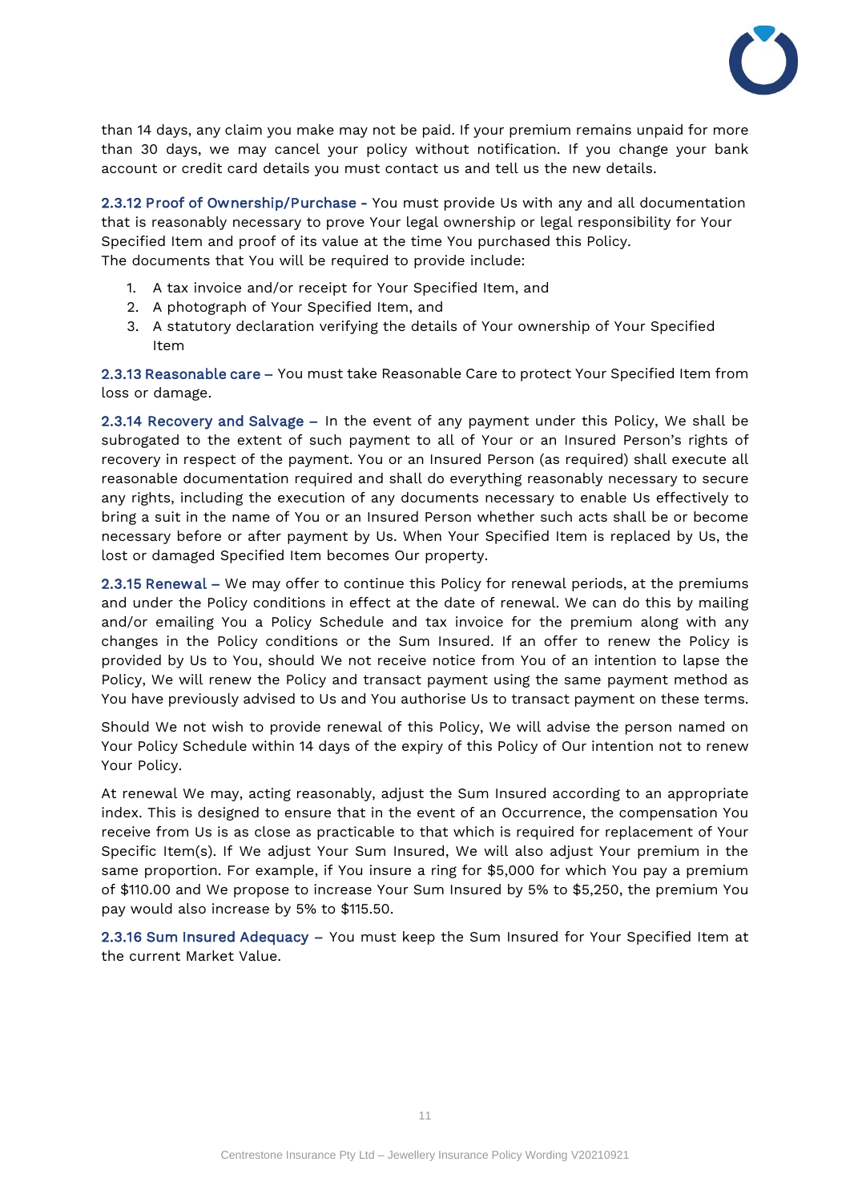than 14 days, any claim you make may not be paid. If your premium remains unpaid for more than 30 days, we may cancel your policy without notification. If you change your bank account or credit card details you must contact us and tell us the new details.

**2.3.12 Proof of Ownership/Purchase -** You must provide Us with any and all documentation that is reasonably necessary to prove Your legal ownership or legal responsibility for Your Specified Item and proof of its value at the time You purchased this Policy.
The documents that You will be required to provide include:

1. A tax invoice and/or receipt for Your Specified Item, and
2. A photograph of Your Specified Item, and
3. A statutory declaration verifying the details of Your ownership of Your Specified Item

**2.3.13 Reasonable care –** You must take Reasonable Care to protect Your Specified Item from loss or damage.

**2.3.14 Recovery and Salvage –** In the event of any payment under this Policy, We shall be subrogated to the extent of such payment to all of Your or an Insured Person's rights of recovery in respect of the payment. You or an Insured Person (as required) shall execute all reasonable documentation required and shall do everything reasonably necessary to secure any rights, including the execution of any documents necessary to enable Us effectively to bring a suit in the name of You or an Insured Person whether such acts shall be or become necessary before or after payment by Us. When Your Specified Item is replaced by Us, the lost or damaged Specified Item becomes Our property.

**2.3.15 Renewal –** We may offer to continue this Policy for renewal periods, at the premiums and under the Policy conditions in effect at the date of renewal. We can do this by mailing and/or emailing You a Policy Schedule and tax invoice for the premium along with any changes in the Policy conditions or the Sum Insured. If an offer to renew the Policy is provided by Us to You, should We not receive notice from You of an intention to lapse the Policy, We will renew the Policy and transact payment using the same payment method as You have previously advised to Us and You authorise Us to transact payment on these terms.

Should We not wish to provide renewal of this Policy, We will advise the person named on Your Policy Schedule within 14 days of the expiry of this Policy of Our intention not to renew Your Policy.

At renewal We may, acting reasonably, adjust the Sum Insured according to an appropriate index. This is designed to ensure that in the event of an Occurrence, the compensation You receive from Us is as close as practicable to that which is required for replacement of Your Specific Item(s). If We adjust Your Sum Insured, We will also adjust Your premium in the same proportion. For example, if You insure a ring for $5,000 for which You pay a premium of $110.00 and We propose to increase Your Sum Insured by 5% to $5,250, the premium You pay would also increase by 5% to $115.50.

**2.3.16 Sum Insured Adequacy –** You must keep the Sum Insured for Your Specified Item at the current Market Value.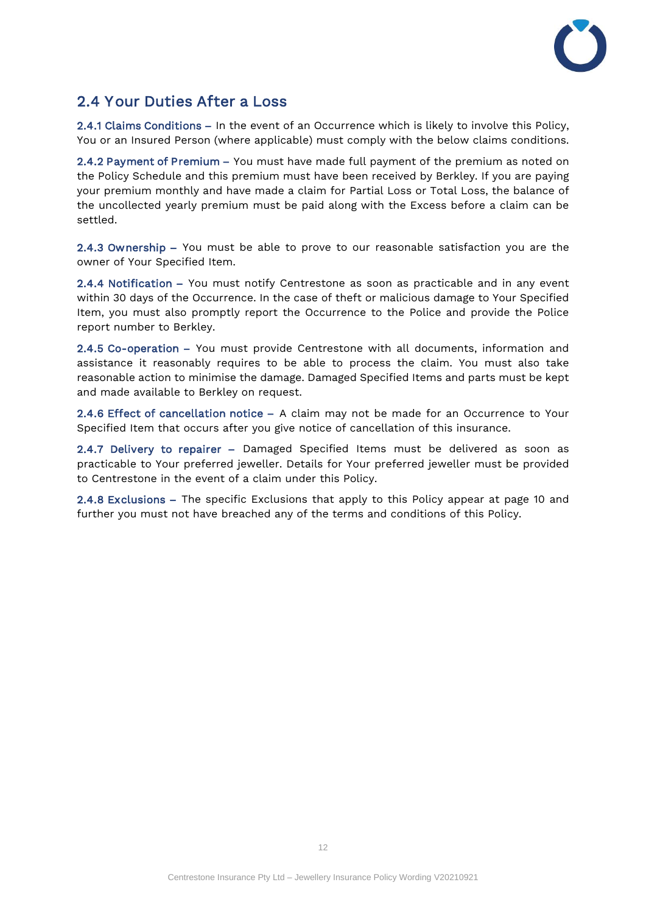## 2.4 Your Duties After a Loss

**2.4.1 Claims Conditions –** In the event of an Occurrence which is likely to involve this Policy, You or an Insured Person (where applicable) must comply with the below claims conditions.

**2.4.2 Payment of Premium –** You must have made full payment of the premium as noted on the Policy Schedule and this premium must have been received by Berkley. If you are paying your premium monthly and have made a claim for Partial Loss or Total Loss, the balance of the uncollected yearly premium must be paid along with the Excess before a claim can be settled.

**2.4.3 Ownership –** You must be able to prove to our reasonable satisfaction you are the owner of Your Specified Item.

**2.4.4 Notification –** You must notify Centrestone as soon as practicable and in any event within 30 days of the Occurrence. In the case of theft or malicious damage to Your Specified Item, you must also promptly report the Occurrence to the Police and provide the Police report number to Berkley.

**2.4.5 Co-operation –** You must provide Centrestone with all documents, information and assistance it reasonably requires to be able to process the claim. You must also take reasonable action to minimise the damage. Damaged Specified Items and parts must be kept and made available to Berkley on request.

**2.4.6 Effect of cancellation notice –** A claim may not be made for an Occurrence to Your Specified Item that occurs after you give notice of cancellation of this insurance.

**2.4.7 Delivery to repairer –** Damaged Specified Items must be delivered as soon as practicable to Your preferred jeweller. Details for Your preferred jeweller must be provided to Centrestone in the event of a claim under this Policy.

**2.4.8 Exclusions –** The specific Exclusions that apply to this Policy appear at page 10 and further you must not have breached any of the terms and conditions of this Policy.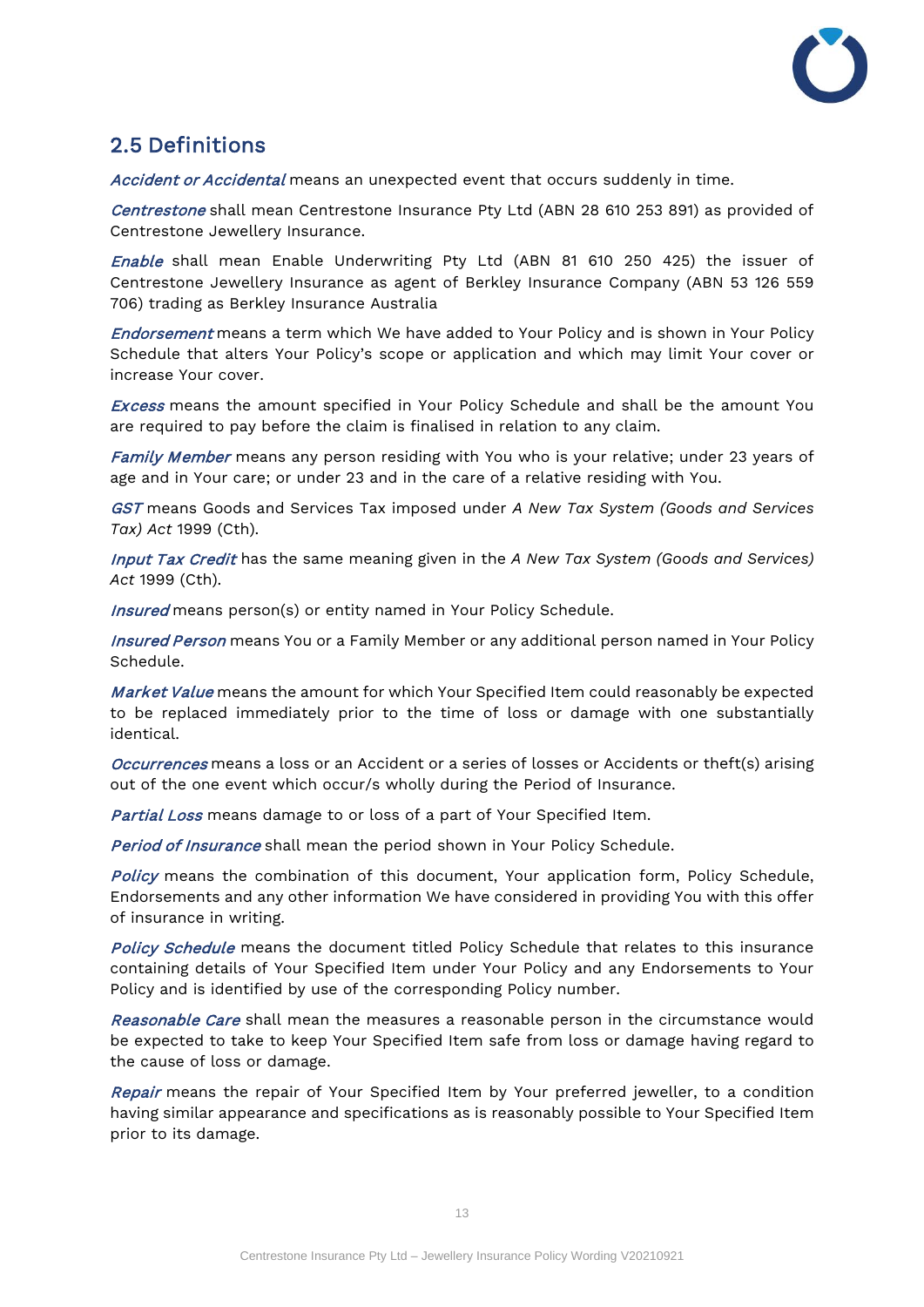## 2.5 Definitions

***Accident or Accidental*** means an unexpected event that occurs suddenly in time.

***Centrestone*** shall mean Centrestone Insurance Pty Ltd (ABN 28 610 253 891) as provided of Centrestone Jewellery Insurance.

***Enable*** shall mean Enable Underwriting Pty Ltd (ABN 81 610 250 425) the issuer of Centrestone Jewellery Insurance as agent of Berkley Insurance Company (ABN 53 126 559 706) trading as Berkley Insurance Australia

***Endorsement*** means a term which We have added to Your Policy and is shown in Your Policy Schedule that alters Your Policy's scope or application and which may limit Your cover or increase Your cover.

***Excess*** means the amount specified in Your Policy Schedule and shall be the amount You are required to pay before the claim is finalised in relation to any claim.

***Family Member*** means any person residing with You who is your relative; under 23 years of age and in Your care; or under 23 and in the care of a relative residing with You.

***GST*** means Goods and Services Tax imposed under *A New Tax System (Goods and Services Tax) Act* 1999 (Cth).

***Input Tax Credit*** has the same meaning given in the *A New Tax System (Goods and Services) Act* 1999 (Cth).

***Insured*** means person(s) or entity named in Your Policy Schedule.

***Insured Person*** means You or a Family Member or any additional person named in Your Policy Schedule.

***Market Value*** means the amount for which Your Specified Item could reasonably be expected to be replaced immediately prior to the time of loss or damage with one substantially identical.

***Occurrences*** means a loss or an Accident or a series of losses or Accidents or theft(s) arising out of the one event which occur/s wholly during the Period of Insurance.

***Partial Loss*** means damage to or loss of a part of Your Specified Item.

***Period of Insurance*** shall mean the period shown in Your Policy Schedule.

***Policy*** means the combination of this document, Your application form, Policy Schedule, Endorsements and any other information We have considered in providing You with this offer of insurance in writing.

***Policy Schedule*** means the document titled Policy Schedule that relates to this insurance containing details of Your Specified Item under Your Policy and any Endorsements to Your Policy and is identified by use of the corresponding Policy number.

***Reasonable Care*** shall mean the measures a reasonable person in the circumstance would be expected to take to keep Your Specified Item safe from loss or damage having regard to the cause of loss or damage.

***Repair*** means the repair of Your Specified Item by Your preferred jeweller, to a condition having similar appearance and specifications as is reasonably possible to Your Specified Item prior to its damage.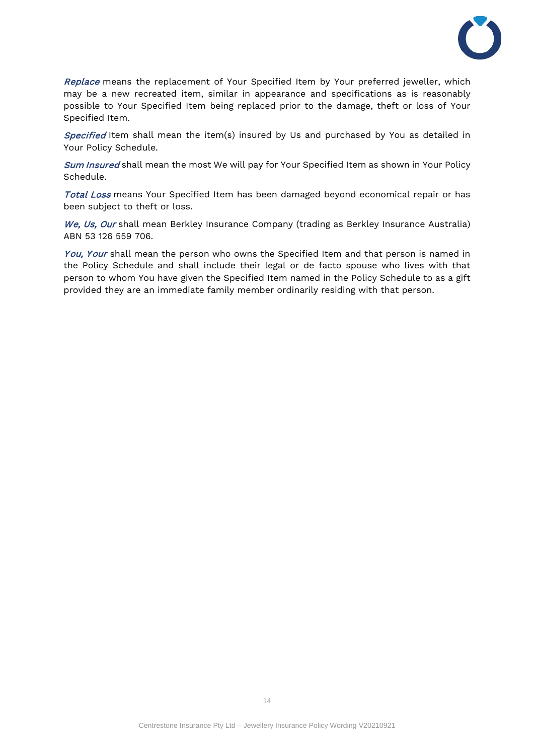*Replace* means the replacement of Your Specified Item by Your preferred jeweller, which may be a new recreated item, similar in appearance and specifications as is reasonably possible to Your Specified Item being replaced prior to the damage, theft or loss of Your Specified Item.

*Specified* Item shall mean the item(s) insured by Us and purchased by You as detailed in Your Policy Schedule.

*Sum Insured* shall mean the most We will pay for Your Specified Item as shown in Your Policy Schedule.

*Total Loss* means Your Specified Item has been damaged beyond economical repair or has been subject to theft or loss.

*We, Us, Our* shall mean Berkley Insurance Company (trading as Berkley Insurance Australia) ABN 53 126 559 706.

*You, Your* shall mean the person who owns the Specified Item and that person is named in the Policy Schedule and shall include their legal or de facto spouse who lives with that person to whom You have given the Specified Item named in the Policy Schedule to as a gift provided they are an immediate family member ordinarily residing with that person.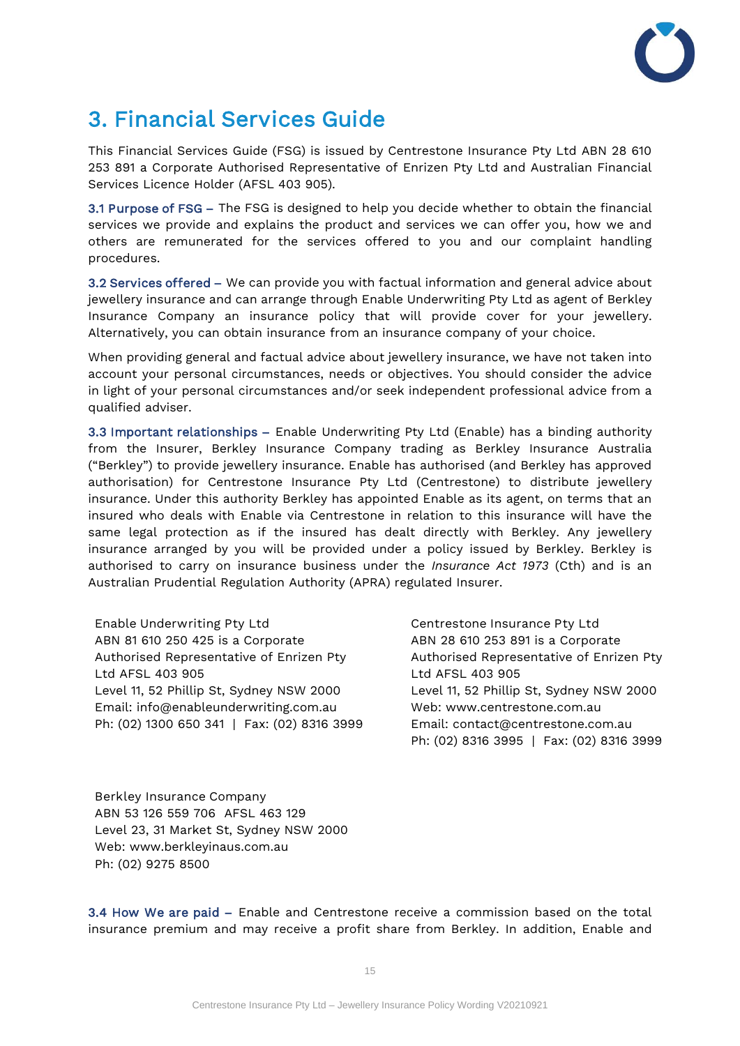# 3. Financial Services Guide

This Financial Services Guide (FSG) is issued by Centrestone Insurance Pty Ltd ABN 28 610 253 891 a Corporate Authorised Representative of Enrizen Pty Ltd and Australian Financial Services Licence Holder (AFSL 403 905).

**3.1 Purpose of FSG –** The FSG is designed to help you decide whether to obtain the financial services we provide and explains the product and services we can offer you, how we and others are remunerated for the services offered to you and our complaint handling procedures.

**3.2 Services offered –** We can provide you with factual information and general advice about jewellery insurance and can arrange through Enable Underwriting Pty Ltd as agent of Berkley Insurance Company an insurance policy that will provide cover for your jewellery. Alternatively, you can obtain insurance from an insurance company of your choice.

When providing general and factual advice about jewellery insurance, we have not taken into account your personal circumstances, needs or objectives. You should consider the advice in light of your personal circumstances and/or seek independent professional advice from a qualified adviser.

**3.3 Important relationships –** Enable Underwriting Pty Ltd (Enable) has a binding authority from the Insurer, Berkley Insurance Company trading as Berkley Insurance Australia ("Berkley") to provide jewellery insurance. Enable has authorised (and Berkley has approved authorisation) for Centrestone Insurance Pty Ltd (Centrestone) to distribute jewellery insurance. Under this authority Berkley has appointed Enable as its agent, on terms that an insured who deals with Enable via Centrestone in relation to this insurance will have the same legal protection as if the insured has dealt directly with Berkley. Any jewellery insurance arranged by you will be provided under a policy issued by Berkley. Berkley is authorised to carry on insurance business under the *Insurance Act 1973* (Cth) and is an Australian Prudential Regulation Authority (APRA) regulated Insurer.

Enable Underwriting Pty Ltd
ABN 81 610 250 425 is a Corporate Authorised Representative of Enrizen Pty Ltd AFSL 403 905
Level 11, 52 Phillip St, Sydney NSW 2000
Email: info@enableunderwriting.com.au
Ph: (02) 1300 650 341 | Fax: (02) 8316 3999

Centrestone Insurance Pty Ltd
ABN 28 610 253 891 is a Corporate Authorised Representative of Enrizen Pty Ltd AFSL 403 905
Level 11, 52 Phillip St, Sydney NSW 2000
Web: www.centrestone.com.au
Email: contact@centrestone.com.au
Ph: (02) 8316 3995 | Fax: (02) 8316 3999

Berkley Insurance Company
ABN 53 126 559 706 AFSL 463 129
Level 23, 31 Market St, Sydney NSW 2000
Web: www.berkleyinaus.com.au
Ph: (02) 9275 8500

**3.4 How We are paid –** Enable and Centrestone receive a commission based on the total insurance premium and may receive a profit share from Berkley. In addition, Enable and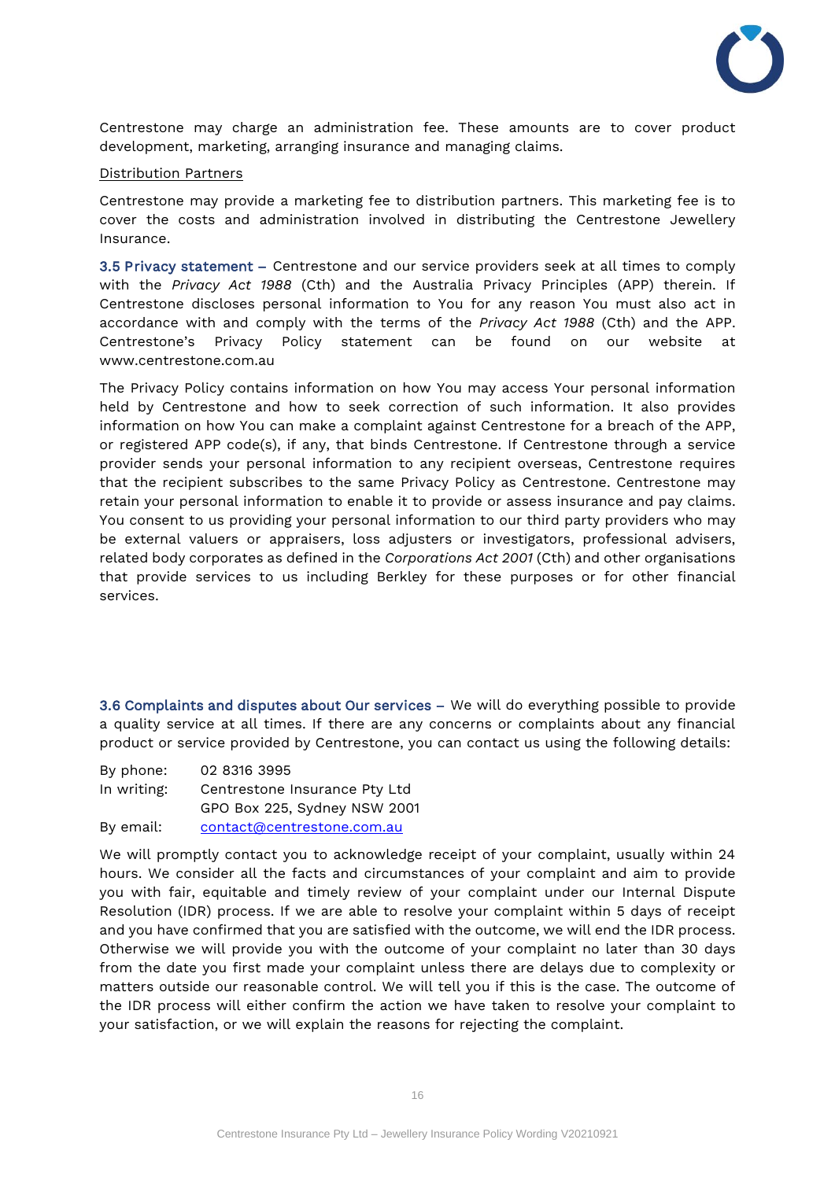Centrestone may charge an administration fee. These amounts are to cover product development, marketing, arranging insurance and managing claims.

Distribution Partners

Centrestone may provide a marketing fee to distribution partners. This marketing fee is to cover the costs and administration involved in distributing the Centrestone Jewellery Insurance.

**3.5 Privacy statement –** Centrestone and our service providers seek at all times to comply with the *Privacy Act 1988* (Cth) and the Australia Privacy Principles (APP) therein. If Centrestone discloses personal information to You for any reason You must also act in accordance with and comply with the terms of the *Privacy Act 1988* (Cth) and the APP. Centrestone's Privacy Policy statement can be found on our website at www.centrestone.com.au

The Privacy Policy contains information on how You may access Your personal information held by Centrestone and how to seek correction of such information. It also provides information on how You can make a complaint against Centrestone for a breach of the APP, or registered APP code(s), if any, that binds Centrestone. If Centrestone through a service provider sends your personal information to any recipient overseas, Centrestone requires that the recipient subscribes to the same Privacy Policy as Centrestone. Centrestone may retain your personal information to enable it to provide or assess insurance and pay claims. You consent to us providing your personal information to our third party providers who may be external valuers or appraisers, loss adjusters or investigators, professional advisers, related body corporates as defined in the *Corporations Act 2001* (Cth) and other organisations that provide services to us including Berkley for these purposes or for other financial services.

**3.6 Complaints and disputes about Our services –** We will do everything possible to provide a quality service at all times. If there are any concerns or complaints about any financial product or service provided by Centrestone, you can contact us using the following details:

| | |
|---|---|
| By phone: | 02 8316 3995 |
| In writing: | Centrestone Insurance Pty Ltd<br>GPO Box 225, Sydney NSW 2001 |
| By email: | contact@centrestone.com.au |

We will promptly contact you to acknowledge receipt of your complaint, usually within 24 hours. We consider all the facts and circumstances of your complaint and aim to provide you with fair, equitable and timely review of your complaint under our Internal Dispute Resolution (IDR) process. If we are able to resolve your complaint within 5 days of receipt and you have confirmed that you are satisfied with the outcome, we will end the IDR process. Otherwise we will provide you with the outcome of your complaint no later than 30 days from the date you first made your complaint unless there are delays due to complexity or matters outside our reasonable control. We will tell you if this is the case. The outcome of the IDR process will either confirm the action we have taken to resolve your complaint to your satisfaction, or we will explain the reasons for rejecting the complaint.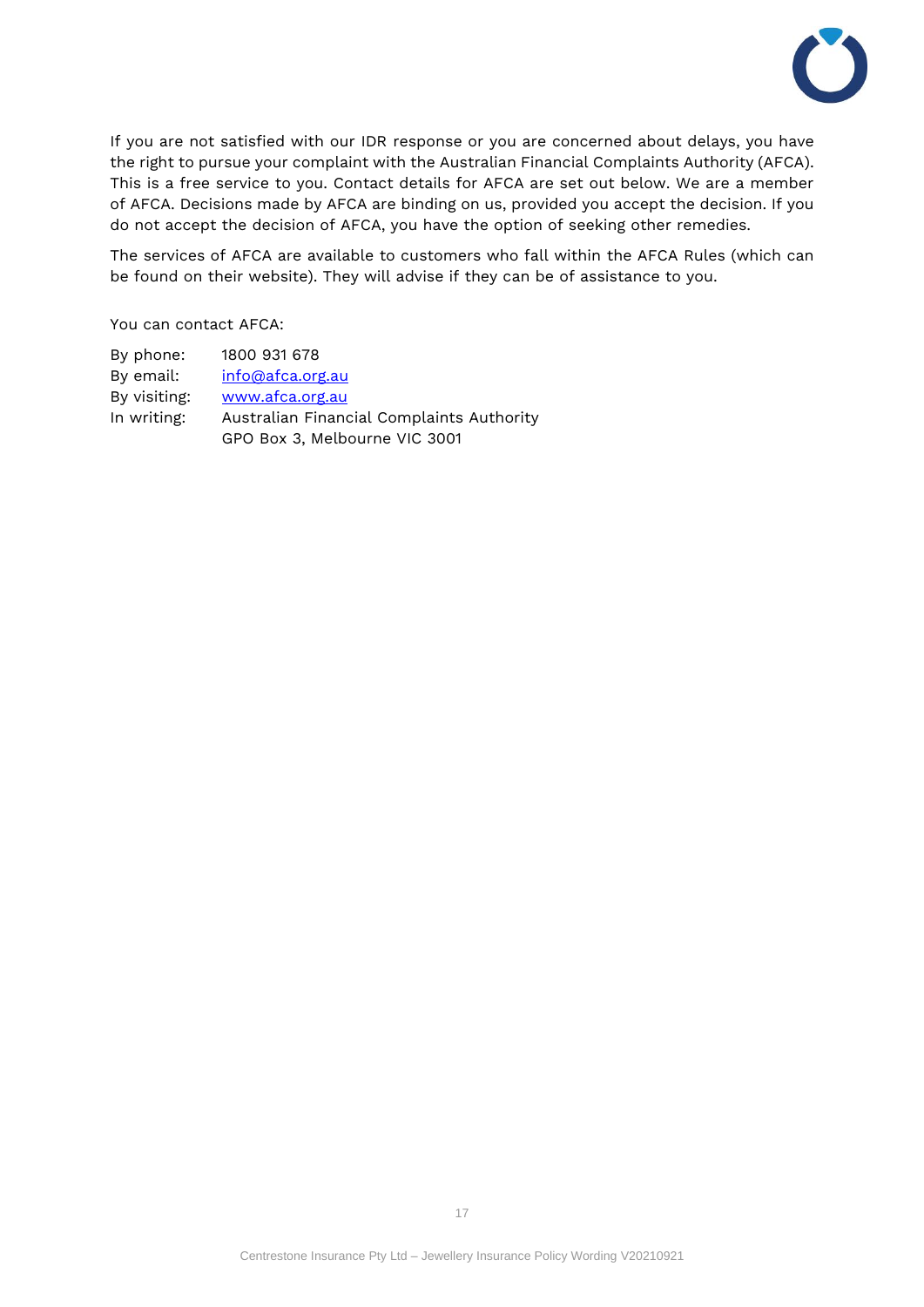If you are not satisfied with our IDR response or you are concerned about delays, you have the right to pursue your complaint with the Australian Financial Complaints Authority (AFCA). This is a free service to you. Contact details for AFCA are set out below. We are a member of AFCA. Decisions made by AFCA are binding on us, provided you accept the decision. If you do not accept the decision of AFCA, you have the option of seeking other remedies.

The services of AFCA are available to customers who fall within the AFCA Rules (which can be found on their website). They will advise if they can be of assistance to you.

You can contact AFCA:

| | |
|---|---|
| By phone: | 1800 931 678 |
| By email: | info@afca.org.au |
| By visiting: | www.afca.org.au |
| In writing: | Australian Financial Complaints Authority<br>GPO Box 3, Melbourne VIC 3001 |